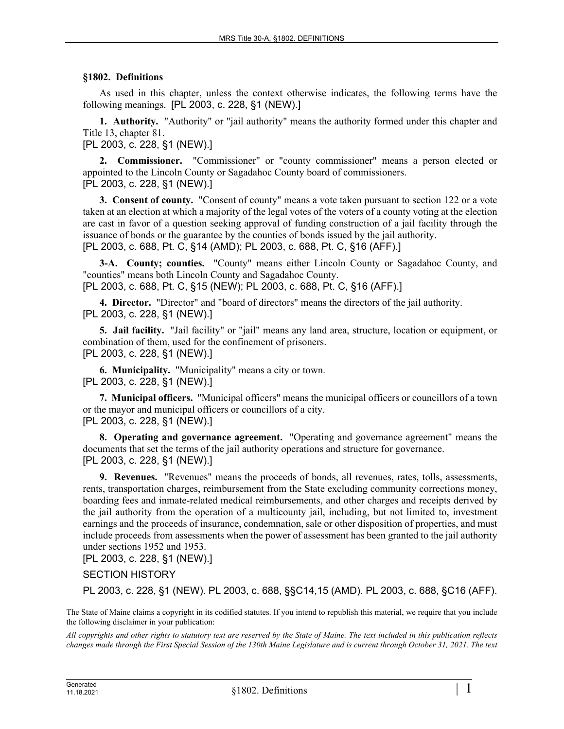### §1802. Definitions

As used in this chapter, unless the context otherwise indicates, the following terms have the following meanings. [PL 2003, c. 228, §1 (NEW).]

**1. Authority.** "Authority" or "jail authority" means the authority formed under this chapter and Title 13, chapter 81.

[PL 2003, c. 228, §1 (NEW).]

**2. Commissioner.** "Commissioner" or "county commissioner" means a person elected or appointed to the Lincoln County or Sagadahoc County board of commissioners.

[PL 2003, c. 228, §1 (NEW).]

**3. Consent of county.** "Consent of county" means a vote taken pursuant to section 122 or a vote taken at an election at which a majority of the legal votes of the voters of a county voting at the election are cast in favor of a question seeking approval of funding construction of a jail facility through the issuance of bonds or the guarantee by the counties of bonds issued by the jail authority.

[PL 2003, c. 688, Pt. C, §14 (AMD); PL 2003, c. 688, Pt. C, §16 (AFF).]

**3-A. County; counties.** "County" means either Lincoln County or Sagadahoc County, and "counties" means both Lincoln County and Sagadahoc County.

[PL 2003, c. 688, Pt. C, §15 (NEW); PL 2003, c. 688, Pt. C, §16 (AFF).]

**4. Director.** "Director" and "board of directors" means the directors of the jail authority.

[PL 2003, c. 228, §1 (NEW).]

**5. Jail facility.** "Jail facility" or "jail" means any land area, structure, location or equipment, or combination of them, used for the confinement of prisoners.

[PL 2003, c. 228, §1 (NEW).]

**6. Municipality.** "Municipality" means a city or town.

[PL 2003, c. 228, §1 (NEW).]

**7. Municipal officers.** "Municipal officers" means the municipal officers or councillors of a town or the mayor and municipal officers or councillors of a city.

[PL 2003, c. 228, §1 (NEW).]

**8. Operating and governance agreement.** "Operating and governance agreement" means the documents that set the terms of the jail authority operations and structure for governance.

[PL 2003, c. 228, §1 (NEW).]

**9. Revenues.** "Revenues" means the proceeds of bonds, all revenues, rates, tolls, assessments, rents, transportation charges, reimbursement from the State excluding community corrections money, boarding fees and inmate-related medical reimbursements, and other charges and receipts derived by the jail authority from the operation of a multicounty jail, including, but not limited to, investment earnings and the proceeds of insurance, condemnation, sale or other disposition of properties, and must include proceeds from assessments when the power of assessment has been granted to the jail authority under sections 1952 and 1953.

[PL 2003, c. 228, §1 (NEW).]

SECTION HISTORY

PL 2003, c. 228, §1 (NEW). PL 2003, c. 688, §§C14,15 (AMD). PL 2003, c. 688, §C16 (AFF).

The State of Maine claims a copyright in its codified statutes. If you intend to republish this material, we require that you include the following disclaimer in your publication:

*All copyrights and other rights to statutory text are reserved by the State of Maine. The text included in this publication reflects changes made through the First Special Session of the 130th Maine Legislature and is current through October 31, 2021. The text*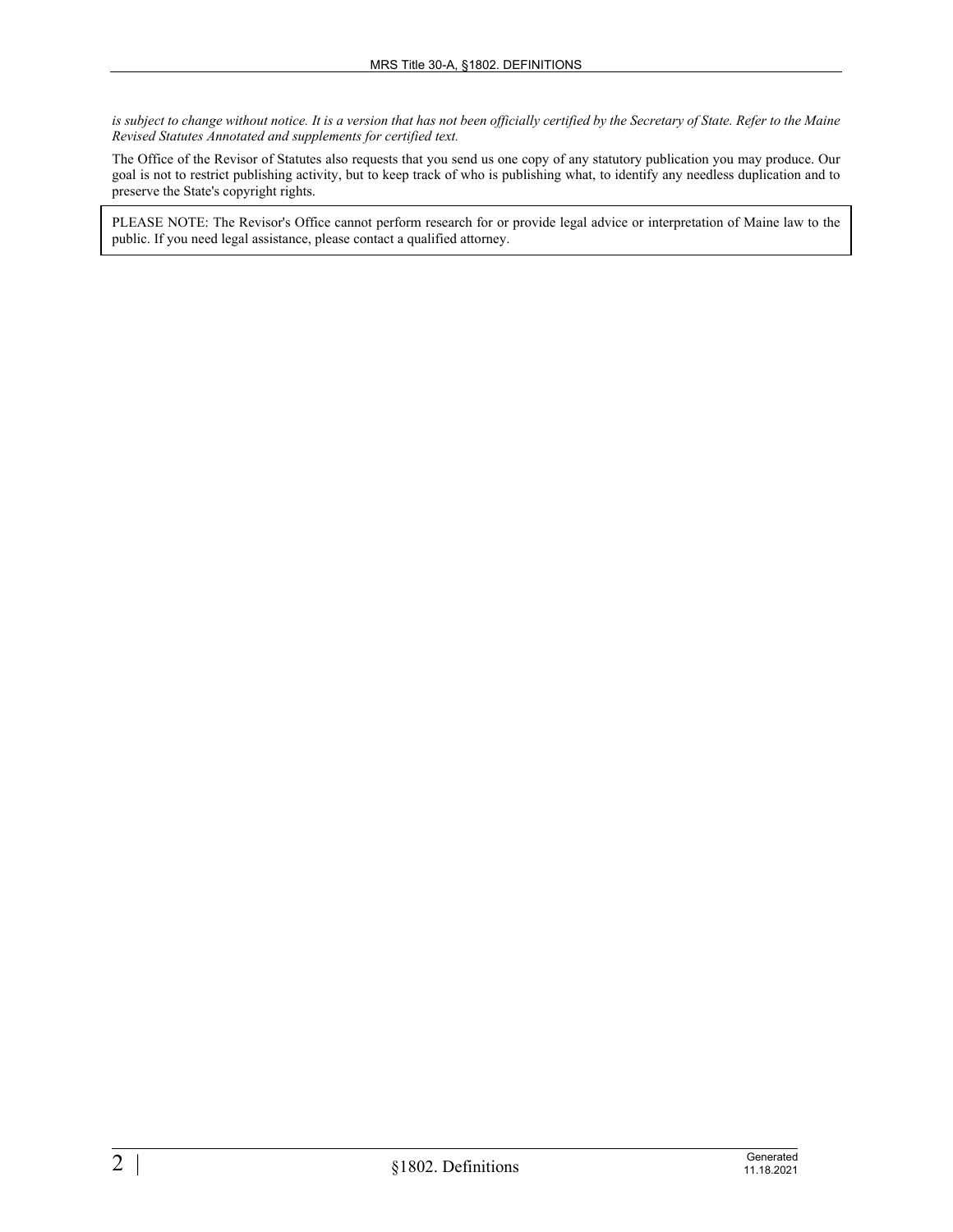*is subject to change without notice. It is a version that has not been officially certified by the Secretary of State. Refer to the Maine Revised Statutes Annotated and supplements for certified text.*

The Office of the Revisor of Statutes also requests that you send us one copy of any statutory publication you may produce. Our goal is not to restrict publishing activity, but to keep track of who is publishing what, to identify any needless duplication and to preserve the State's copyright rights.

PLEASE NOTE: The Revisor's Office cannot perform research for or provide legal advice or interpretation of Maine law to the public. If you need legal assistance, please contact a qualified attorney.